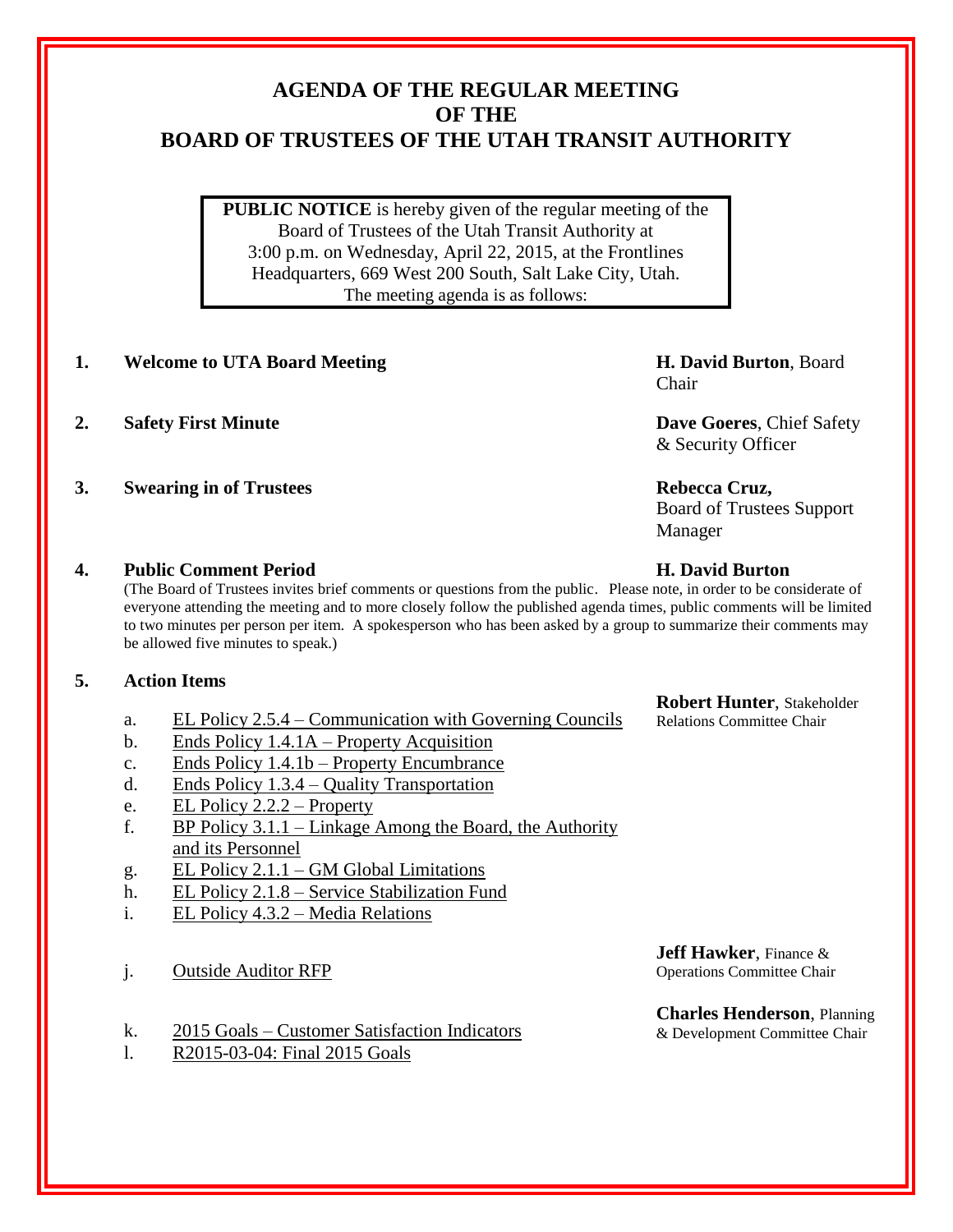# AGENDA OF THE REGULAR MEETING OF THE BOARD OF TRUSTEES OF THE UTAH TRANSIT AUTHORITY

**PUBLIC NOTICE** is hereby given of the regular meeting of the Board of Trustees of the Utah Transit Authority at 3:00 p.m. on Wednesday, April 22, 2015, at the Frontlines Headquarters, 669 West 200 South, Salt Lake City, Utah. The meeting agenda is as follows:

**1. Welcome to UTA Board Meeting** — **H. David Burton**, Board Chair

**2. Safety First Minute** — **Dave Goeres**, Chief Safety & Security Officer

**3. Swearing in of Trustees** — **Rebecca Cruz,** Board of Trustees Support Manager

**4. Public Comment Period** — **H. David Burton**

(The Board of Trustees invites brief comments or questions from the public. Please note, in order to be considerate of everyone attending the meeting and to more closely follow the published agenda times, public comments will be limited to two minutes per person per item. A spokesperson who has been asked by a group to summarize their comments may be allowed five minutes to speak.)

**5. Action Items**

**Robert Hunter**, Stakeholder Relations Committee Chair

a. EL Policy 2.5.4 – Communication with Governing Councils
b. Ends Policy 1.4.1A – Property Acquisition
c. Ends Policy 1.4.1b – Property Encumbrance
d. Ends Policy 1.3.4 – Quality Transportation
e. EL Policy 2.2.2 – Property
f. BP Policy 3.1.1 – Linkage Among the Board, the Authority and its Personnel
g. EL Policy 2.1.1 – GM Global Limitations
h. EL Policy 2.1.8 – Service Stabilization Fund
i. EL Policy 4.3.2 – Media Relations

**Jeff Hawker**, Finance & Operations Committee Chair

j. Outside Auditor RFP

**Charles Henderson**, Planning & Development Committee Chair

k. 2015 Goals – Customer Satisfaction Indicators
l. R2015-03-04: Final 2015 Goals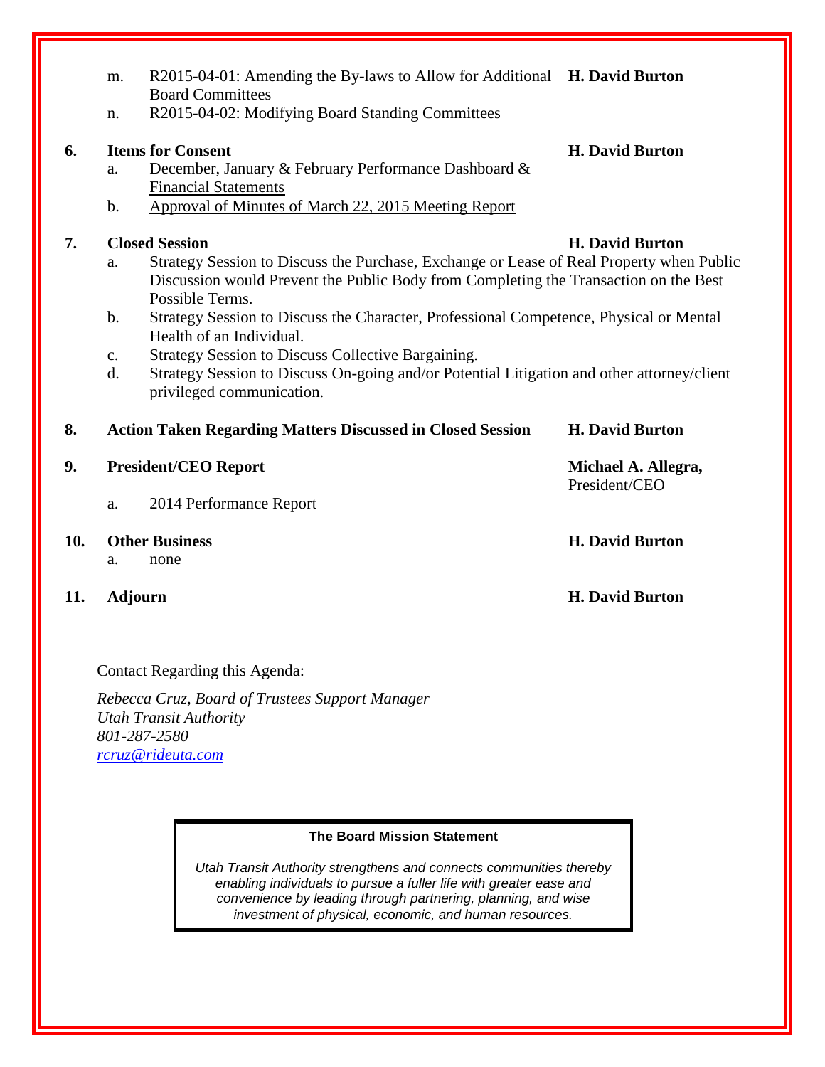m. R2015-04-01: Amending the By-laws to Allow for Additional Board Committees — **H. David Burton**

n. R2015-04-02: Modifying Board Standing Committees

**6. Items for Consent** — **H. David Burton**

a. December, January & February Performance Dashboard & Financial Statements

b. Approval of Minutes of March 22, 2015 Meeting Report

**7. Closed Session** — **H. David Burton**

a. Strategy Session to Discuss the Purchase, Exchange or Lease of Real Property when Public Discussion would Prevent the Public Body from Completing the Transaction on the Best Possible Terms.

b. Strategy Session to Discuss the Character, Professional Competence, Physical or Mental Health of an Individual.

c. Strategy Session to Discuss Collective Bargaining.

d. Strategy Session to Discuss On-going and/or Potential Litigation and other attorney/client privileged communication.

**8. Action Taken Regarding Matters Discussed in Closed Session** — **H. David Burton**

**9. President/CEO Report** — **Michael A. Allegra,** President/CEO

a. 2014 Performance Report

**10. Other Business** — **H. David Burton**

a. none

**11. Adjourn** — **H. David Burton**

Contact Regarding this Agenda:

*Rebecca Cruz, Board of Trustees Support Manager*
*Utah Transit Authority*
*801-287-2580*
*rcruz@rideuta.com*

**The Board Mission Statement**

*Utah Transit Authority strengthens and connects communities thereby enabling individuals to pursue a fuller life with greater ease and convenience by leading through partnering, planning, and wise investment of physical, economic, and human resources.*